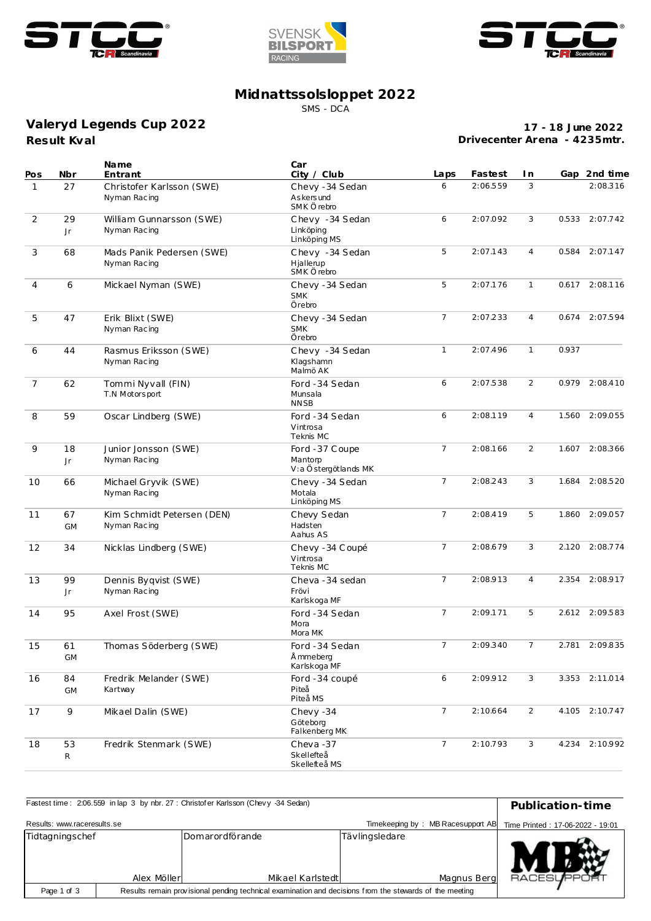# Midnattssolsloppet 2022

SMS - DCA

## Valeryd Legends Cup 2022

**Result Kval**

**17 - 18 June 2022**
**Drivecenter Arena - 4235mtr.**

| Pos | Nbr | Name / Entrant | Car / City / Club | Laps | Fastest | In | Gap | 2nd time |
|---|---|---|---|---|---|---|---|---|
| 1 | 27 | Christofer Karlsson (SWE)<br>Nyman Racing | Chevy -34 Sedan<br>Askersund<br>SMK Örebro | 6 | 2:06.559 | 3 | | 2:08.316 |
| 2 | 29<br>Jr | William Gunnarsson (SWE)<br>Nyman Racing | Chevy -34 Sedan<br>Linköping<br>Linköping MS | 6 | 2:07.092 | 3 | 0.533 | 2:07.742 |
| 3 | 68 | Mads Panik Pedersen (SWE)<br>Nyman Racing | Chevy -34 Sedan<br>Hjallerup<br>SMK Örebro | 5 | 2:07.143 | 4 | 0.584 | 2:07.147 |
| 4 | 6 | Mickael Nyman (SWE) | Chevy -34 Sedan<br>SMK<br>Örebro | 5 | 2:07.176 | 1 | 0.617 | 2:08.116 |
| 5 | 47 | Erik Blixt (SWE)<br>Nyman Racing | Chevy -34 Sedan<br>SMK<br>Örebro | 7 | 2:07.233 | 4 | 0.674 | 2:07.594 |
| 6 | 44 | Rasmus Eriksson (SWE)<br>Nyman Racing | Chevy -34 Sedan<br>Klagshamn<br>Malmö AK | 1 | 2:07.496 | 1 | 0.937 | |
| 7 | 62 | Tommi Nyvall (FIN)<br>T.N Motorsport | Ford -34 Sedan<br>Munsala<br>NNSB | 6 | 2:07.538 | 2 | 0.979 | 2:08.410 |
| 8 | 59 | Oscar Lindberg (SWE) | Ford -34 Sedan<br>Vintrosa<br>Teknis MC | 6 | 2:08.119 | 4 | 1.560 | 2:09.055 |
| 9 | 18<br>Jr | Junior Jonsson (SWE)<br>Nyman Racing | Ford -37 Coupe<br>Mantorp<br>V:a Östergötlands MK | 7 | 2:08.166 | 2 | 1.607 | 2:08.366 |
| 10 | 66 | Michael Gryvik (SWE)<br>Nyman Racing | Chevy -34 Sedan<br>Motala<br>Linköping MS | 7 | 2:08.243 | 3 | 1.684 | 2:08.520 |
| 11 | 67<br>GM | Kim Schmidt Petersen (DEN)<br>Nyman Racing | Chevy Sedan<br>Hadsten<br>Aahus AS | 7 | 2:08.419 | 5 | 1.860 | 2:09.057 |
| 12 | 34 | Nicklas Lindberg (SWE) | Chevy -34 Coupé<br>Vintrosa<br>Teknis MC | 7 | 2:08.679 | 3 | 2.120 | 2:08.774 |
| 13 | 99<br>Jr | Dennis Byqvist (SWE)<br>Nyman Racing | Cheva -34 sedan<br>Frövi<br>Karlskoga MF | 7 | 2:08.913 | 4 | 2.354 | 2:08.917 |
| 14 | 95 | Axel Frost (SWE) | Ford -34 Sedan<br>Mora<br>Mora MK | 7 | 2:09.171 | 5 | 2.612 | 2:09.583 |
| 15 | 61<br>GM | Thomas Söderberg (SWE) | Ford -34 Sedan<br>Åmmeberg<br>Karlskoga MF | 7 | 2:09.340 | 7 | 2.781 | 2:09.835 |
| 16 | 84<br>GM | Fredrik Melander (SWE)<br>Kartway | Ford -34 coupé<br>Piteå<br>Piteå MS | 6 | 2:09.912 | 3 | 3.353 | 2:11.014 |
| 17 | 9 | Mikael Dalin (SWE) | Chevy -34<br>Göteborg<br>Falkenberg MK | 7 | 2:10.664 | 2 | 4.105 | 2:10.747 |
| 18 | 53<br>R | Fredrik Stenmark (SWE) | Cheva -37<br>Skellefteå<br>Skellefteå MS | 7 | 2:10.793 | 3 | 4.234 | 2:10.992 |

Fastest time : 2:06.559 in lap 3 by nbr. 27 : Christofer Karlsson (Chevy -34 Sedan)

**Publication-time**

Results: www.raceresults.se

Timekeeping by : MB Racesupport AB

Time Printed : 17-06-2022 - 19:01

| Tidtagningschef | Domarordförande | Tävlingsledare |
|---|---|---|
| Alex Möller | Mikael Karlstedt | Magnus Berg |

Results remain provisional pending technical examination and decisions from the stewards of the meeting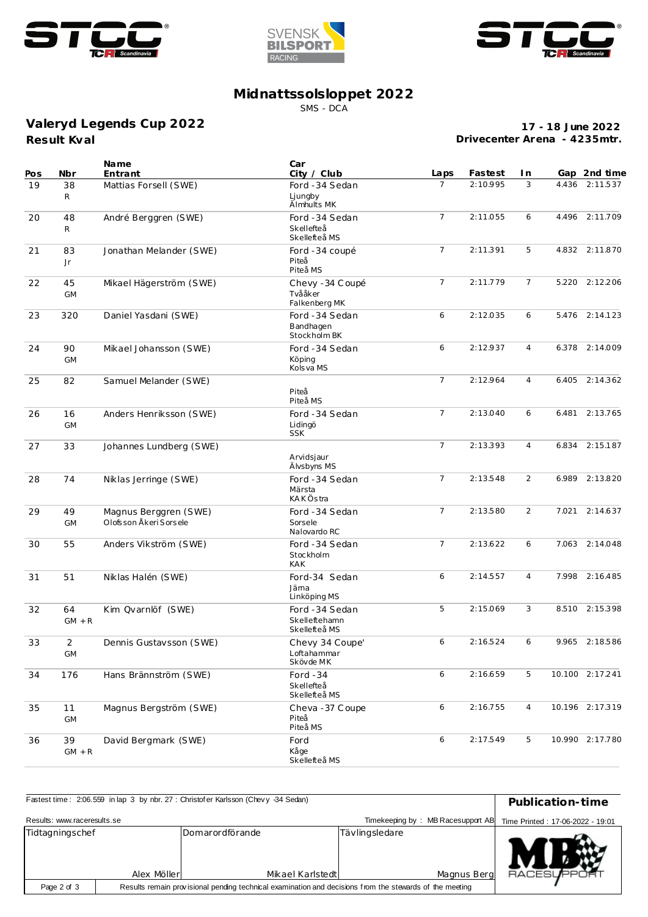# Midnattssolsloppet 2022

SMS - DCA

## Valeryd Legends Cup 2022

**Result Kval**

**17 - 18 June 2022**
**Drivecenter Arena - 4235mtr.**

| Pos | Nbr | Name / Entrant | Car / City / Club | Laps | Fastest | In | Gap | 2nd time |
|---|---|---|---|---|---|---|---|---|
| 19 | 38 R | Mattias Forsell (SWE) | Ford -34 Sedan / Ljungby / Älmhults MK | 7 | 2:10.995 | 3 | 4.436 | 2:11.537 |
| 20 | 48 R | André Berggren (SWE) | Ford -34 Sedan / Skellefteå / Skellefteå MS | 7 | 2:11.055 | 6 | 4.496 | 2:11.709 |
| 21 | 83 Jr | Jonathan Melander (SWE) | Ford -34 coupé / Piteå / Piteå MS | 7 | 2:11.391 | 5 | 4.832 | 2:11.870 |
| 22 | 45 GM | Mikael Hägerström (SWE) | Chevy -34 Coupé / Tvååker / Falkenberg MK | 7 | 2:11.779 | 7 | 5.220 | 2:12.206 |
| 23 | 320 | Daniel Yasdani (SWE) | Ford -34 Sedan / Bandhagen / Stockholm BK | 6 | 2:12.035 | 6 | 5.476 | 2:14.123 |
| 24 | 90 GM | Mikael Johansson (SWE) | Ford -34 Sedan / Köping / Kolsva MS | 6 | 2:12.937 | 4 | 6.378 | 2:14.009 |
| 25 | 82 | Samuel Melander (SWE) | Piteå / Piteå MS | 7 | 2:12.964 | 4 | 6.405 | 2:14.362 |
| 26 | 16 GM | Anders Henriksson (SWE) | Ford -34 Sedan / Lidingö / SSK | 7 | 2:13.040 | 6 | 6.481 | 2:13.765 |
| 27 | 33 | Johannes Lundberg (SWE) | Arvidsjaur / Älvsbyns MS | 7 | 2:13.393 | 4 | 6.834 | 2:15.187 |
| 28 | 74 | Niklas Jerringe (SWE) | Ford -34 Sedan / Märsta / KAK Östra | 7 | 2:13.548 | 2 | 6.989 | 2:13.820 |
| 29 | 49 GM | Magnus Berggren (SWE) / Olofsson Åkeri Sorsele | Ford -34 Sedan / Sorsele / Nalovardo RC | 7 | 2:13.580 | 2 | 7.021 | 2:14.637 |
| 30 | 55 | Anders Vikström (SWE) | Ford -34 Sedan / Stockholm / KAK | 7 | 2:13.622 | 6 | 7.063 | 2:14.048 |
| 31 | 51 | Niklas Halén (SWE) | Ford-34 Sedan / Järna / Linköping MS | 6 | 2:14.557 | 4 | 7.998 | 2:16.485 |
| 32 | 64 GM + R | Kim Qvarnlöf (SWE) | Ford -34 Sedan / Skelleftehamn / Skellefteå MS | 5 | 2:15.069 | 3 | 8.510 | 2:15.398 |
| 33 | 2 GM | Dennis Gustavsson (SWE) | Chevy 34 Coupe' / Loftahammar / Skövde MK | 6 | 2:16.524 | 6 | 9.965 | 2:18.586 |
| 34 | 176 | Hans Brännström (SWE) | Ford -34 / Skellefteå / Skellefteå MS | 6 | 2:16.659 | 5 | 10.100 | 2:17.241 |
| 35 | 11 GM | Magnus Bergström (SWE) | Cheva -37 Coupe / Piteå / Piteå MS | 6 | 2:16.755 | 4 | 10.196 | 2:17.319 |
| 36 | 39 GM + R | David Bergmark (SWE) | Ford / Kåge / Skellefteå MS | 6 | 2:17.549 | 5 | 10.990 | 2:17.780 |

Fastest time : 2:06.559 in lap 3 by nbr. 27 : Christofer Karlsson (Chevy -34 Sedan)

**Publication-time**

Results: www.raceresults.se

Timekeeping by : MB Racesupport AB

Time Printed : 17-06-2022 - 19:01

| Tidtagningschef | Domarordförande | Tävlingsledare |
|---|---|---|
| Alex Möller | Mikael Karlstedt | Magnus Berg |

Results remain provisional pending technical examination and decisions from the stewards of the meeting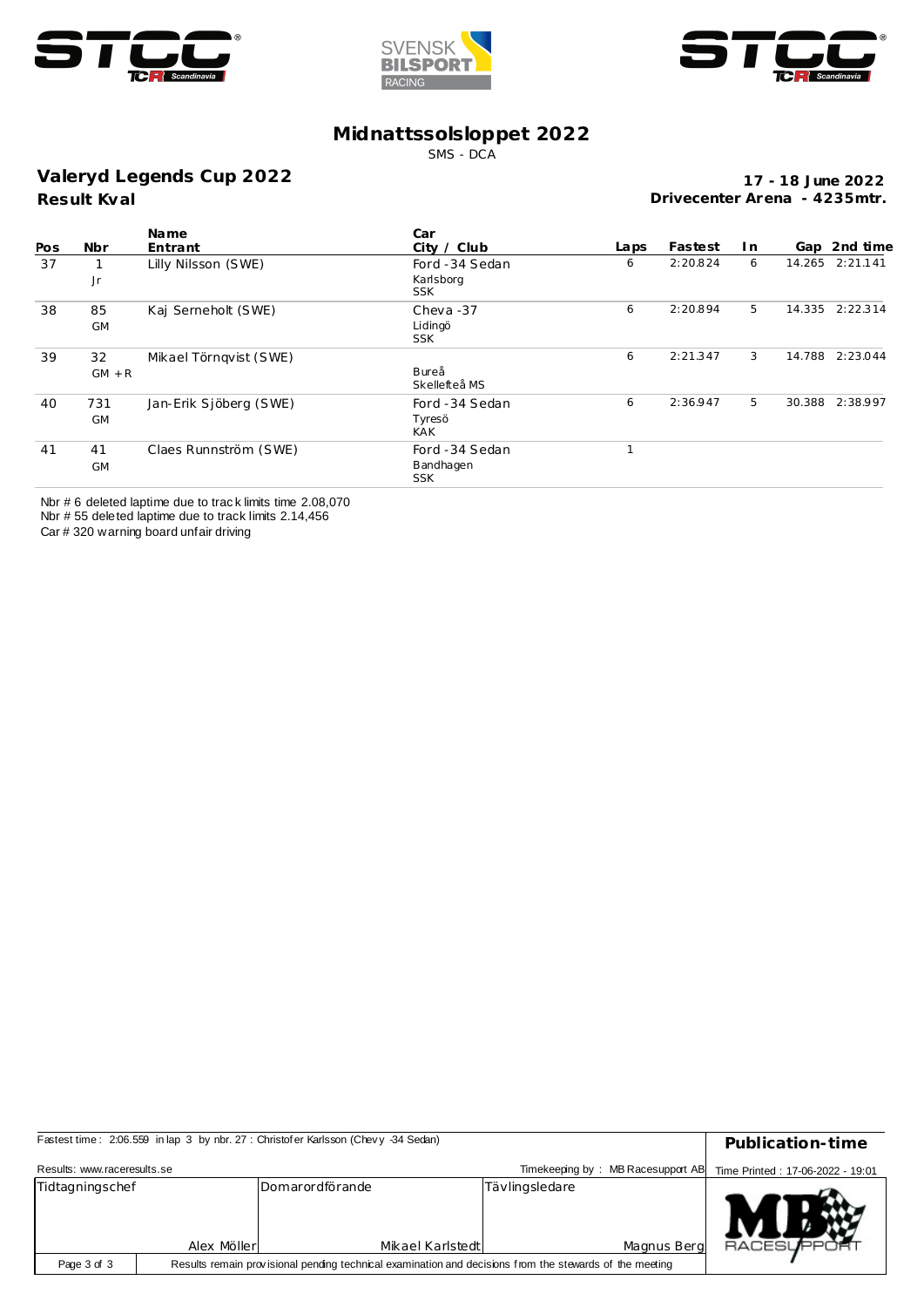# Midnattssolsloppet 2022

SMS - DCA

## Valeryd Legends Cup 2022

**Result Kval**

**17 - 18 June 2022**

**Drivecenter Arena - 4235mtr.**

| Pos | Nbr | Name<br>Entrant | Car<br>City / Club | Laps | Fastest | In | Gap | 2nd time |
|---|---|---|---|---|---|---|---|---|
| 37 | 1<br>Jr | Lilly Nilsson (SWE) | Ford -34 Sedan<br>Karlsborg<br>SSK | 6 | 2:20.824 | 6 | 14.265 | 2:21.141 |
| 38 | 85<br>GM | Kaj Serneholt (SWE) | Cheva -37<br>Lidingö<br>SSK | 6 | 2:20.894 | 5 | 14.335 | 2:22.314 |
| 39 | 32<br>GM + R | Mikael Törnqvist (SWE) | Bureå<br>Skellefteå MS | 6 | 2:21.347 | 3 | 14.788 | 2:23.044 |
| 40 | 731<br>GM | Jan-Erik Sjöberg (SWE) | Ford -34 Sedan<br>Tyresö<br>KAK | 6 | 2:36.947 | 5 | 30.388 | 2:38.997 |
| 41 | 41<br>GM | Claes Runnström (SWE) | Ford -34 Sedan<br>Bandhagen<br>SSK | 1 | | | | |

Nbr # 6 deleted laptime due to track limits time 2.08,070
Nbr # 55 deleted laptime due to track limits 2.14,456
Car # 320 warning board unfair driving

Fastest time : 2:06.559 in lap 3 by nbr. 27 : Christofer Karlsson (Chevy -34 Sedan)

**Publication-time**

Results: www.raceresults.se

Timekeeping by : MB Racesupport AB

Time Printed : 17-06-2022 - 19:01

| Tidtagningschef | Domarordförande | Tävlingsledare |
|---|---|---|
| Alex Möller | Mikael Karlstedt | Magnus Berg |

Results remain provisional pending technical examination and decisions from the stewards of the meeting